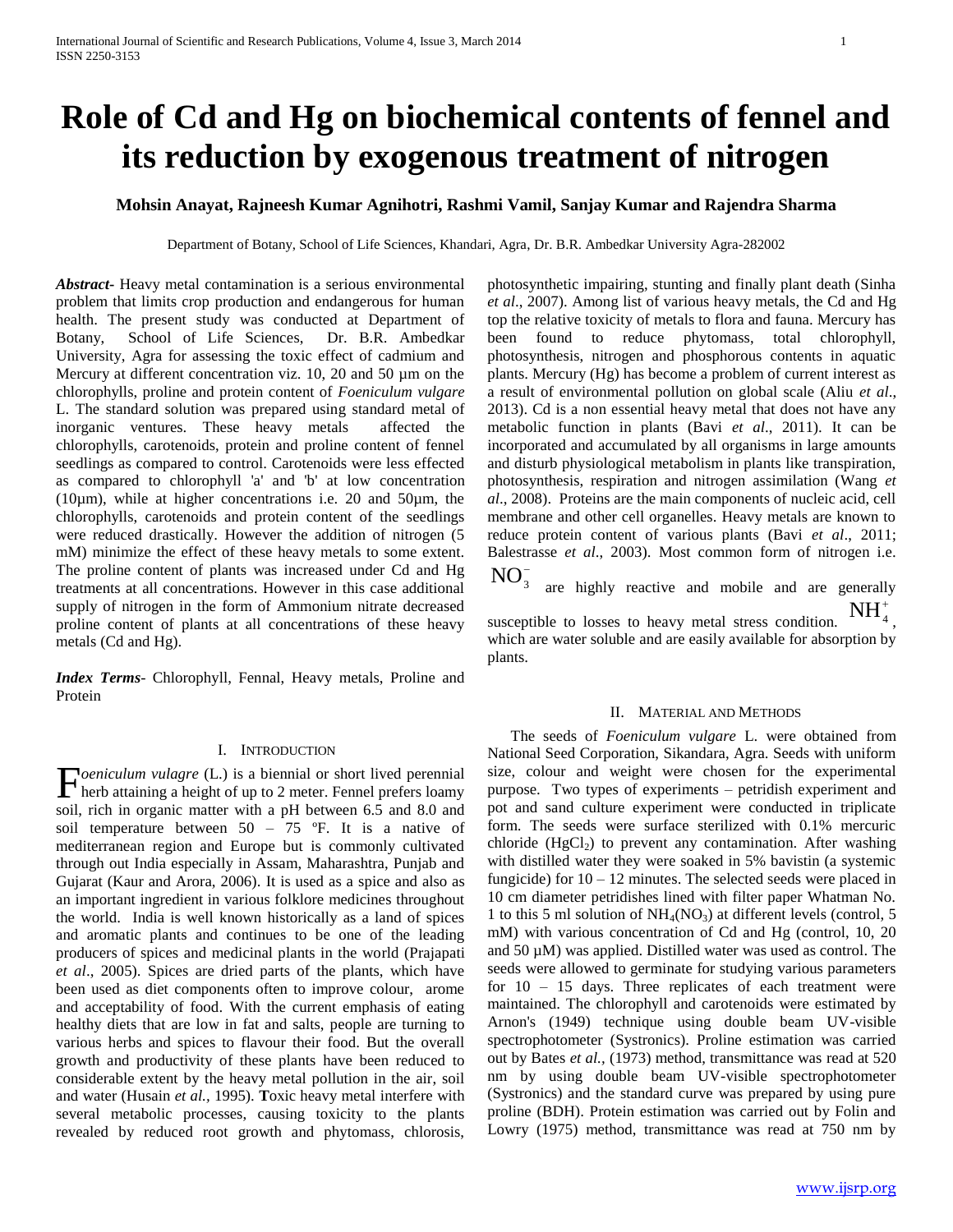# Role of Cd and Hg on biochemical contents of fennel and its reduction by exogenous treatment of nitrogen

**Mohsin Anayat, Rajneesh Kumar Agnihotri, Rashmi Vamil, Sanjay Kumar and Rajendra Sharma**

Department of Botany, School of Life Sciences, Khandari, Agra, Dr. B.R. Ambedkar University Agra-282002

***Abstract*-** Heavy metal contamination is a serious environmental problem that limits crop production and endangerous for human health. The present study was conducted at Department of Botany, School of Life Sciences, Dr. B.R. Ambedkar University, Agra for assessing the toxic effect of cadmium and Mercury at different concentration viz. 10, 20 and 50 µm on the chlorophylls, proline and protein content of *Foeniculum vulgare* L. The standard solution was prepared using standard metal of inorganic ventures. These heavy metals affected the chlorophylls, carotenoids, protein and proline content of fennel seedlings as compared to control. Carotenoids were less effected as compared to chlorophyll 'a' and 'b' at low concentration (10µm), while at higher concentrations i.e. 20 and 50µm, the chlorophylls, carotenoids and protein content of the seedlings were reduced drastically. However the addition of nitrogen (5 mM) minimize the effect of these heavy metals to some extent. The proline content of plants was increased under Cd and Hg treatments at all concentrations. However in this case additional supply of nitrogen in the form of Ammonium nitrate decreased proline content of plants at all concentrations of these heavy metals (Cd and Hg).

***Index Terms*-** Chlorophyll, Fennal, Heavy metals, Proline and Protein

## I. Introduction

*Foeniculum vulagre* (L.) is a biennial or short lived perennial herb attaining a height of up to 2 meter. Fennel prefers loamy soil, rich in organic matter with a pH between 6.5 and 8.0 and soil temperature between 50 – 75 ºF. It is a native of mediterranean region and Europe but is commonly cultivated through out India especially in Assam, Maharashtra, Punjab and Gujarat (Kaur and Arora, 2006). It is used as a spice and also as an important ingredient in various folklore medicines throughout the world. India is well known historically as a land of spices and aromatic plants and continues to be one of the leading producers of spices and medicinal plants in the world (Prajapati *et al*., 2005). Spices are dried parts of the plants, which have been used as diet components often to improve colour, arome and acceptability of food. With the current emphasis of eating healthy diets that are low in fat and salts, people are turning to various herbs and spices to flavour their food. But the overall growth and productivity of these plants have been reduced to considerable extent by the heavy metal pollution in the air, soil and water (Husain *et al.,* 1995). **T**oxic heavy metal interfere with several metabolic processes, causing toxicity to the plants revealed by reduced root growth and phytomass, chlorosis, photosynthetic impairing, stunting and finally plant death (Sinha *et al*., 2007). Among list of various heavy metals, the Cd and Hg top the relative toxicity of metals to flora and fauna. Mercury has been found to reduce phytomass, total chlorophyll, photosynthesis, nitrogen and phosphorous contents in aquatic plants. Mercury (Hg) has become a problem of current interest as a result of environmental pollution on global scale (Aliu *et al*., 2013). Cd is a non essential heavy metal that does not have any metabolic function in plants (Bavi *et al*., 2011). It can be incorporated and accumulated by all organisms in large amounts and disturb physiological metabolism in plants like transpiration, photosynthesis, respiration and nitrogen assimilation (Wang *et al*., 2008). Proteins are the main components of nucleic acid, cell membrane and other cell organelles. Heavy metals are known to reduce protein content of various plants (Bavi *et al*., 2011; Balestrasse *et al*., 2003). Most common form of nitrogen i.e. $NO_3^-$ are highly reactive and mobile and are generally susceptible to losses to heavy metal stress condition. $NH_4^+$, which are water soluble and are easily available for absorption by plants.

## II. Material and Methods

The seeds of *Foeniculum vulgare* L. were obtained from National Seed Corporation, Sikandara, Agra. Seeds with uniform size, colour and weight were chosen for the experimental purpose. Two types of experiments – petridish experiment and pot and sand culture experiment were conducted in triplicate form. The seeds were surface sterilized with 0.1% mercuric chloride ($HgCl_2$) to prevent any contamination. After washing with distilled water they were soaked in 5% bavistin (a systemic fungicide) for 10 – 12 minutes. The selected seeds were placed in 10 cm diameter petridishes lined with filter paper Whatman No. 1 to this 5 ml solution of $NH_4(NO_3)$ at different levels (control, 5 mM) with various concentration of Cd and Hg (control, 10, 20 and 50 µM) was applied. Distilled water was used as control. The seeds were allowed to germinate for studying various parameters for 10 – 15 days. Three replicates of each treatment were maintained. The chlorophyll and carotenoids were estimated by Arnon's (1949) technique using double beam UV-visible spectrophotometer (Systronics). Proline estimation was carried out by Bates *et al.,* (1973) method, transmittance was read at 520 nm by using double beam UV-visible spectrophotometer (Systronics) and the standard curve was prepared by using pure proline (BDH). Protein estimation was carried out by Folin and Lowry (1975) method, transmittance was read at 750 nm by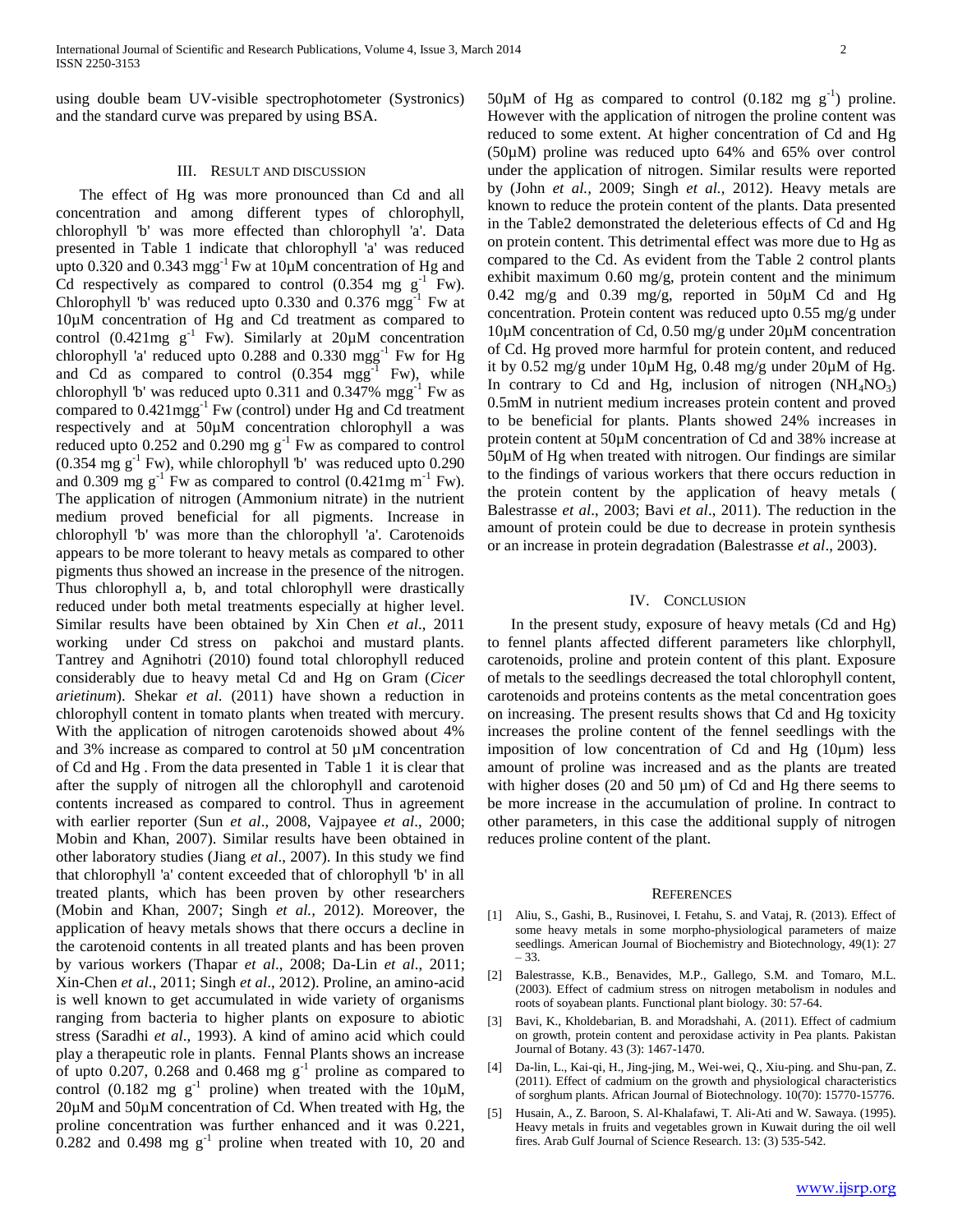using double beam UV-visible spectrophotometer (Systronics) and the standard curve was prepared by using BSA.

## III. Result and discussion

The effect of Hg was more pronounced than Cd and all concentration and among different types of chlorophyll, chlorophyll 'b' was more effected than chlorophyll 'a'. Data presented in Table 1 indicate that chlorophyll 'a' was reduced upto 0.320 and 0.343 $mgg^{-1}$ Fw at 10µM concentration of Hg and Cd respectively as compared to control (0.354 mg $g^{-1}$ Fw). Chlorophyll 'b' was reduced upto 0.330 and 0.376 $mgg^{-1}$ Fw at 10µM concentration of Hg and Cd treatment as compared to control (0.421mg $g^{-1}$ Fw). Similarly at 20µM concentration chlorophyll 'a' reduced upto 0.288 and 0.330 $mgg^{-1}$ Fw for Hg and Cd as compared to control (0.354 $mgg^{-1}$ Fw), while chlorophyll 'b' was reduced upto 0.311 and 0.347% $mgg^{-1}$ Fw as compared to 0.421$mgg^{-1}$ Fw (control) under Hg and Cd treatment respectively and at 50µM concentration chlorophyll a was reduced upto 0.252 and 0.290 mg $g^{-1}$ Fw as compared to control (0.354 mg $g^{-1}$ Fw), while chlorophyll 'b' was reduced upto 0.290 and 0.309 mg $g^{-1}$ Fw as compared to control (0.421mg $m^{-1}$ Fw). The application of nitrogen (Ammonium nitrate) in the nutrient medium proved beneficial for all pigments. Increase in chlorophyll 'b' was more than the chlorophyll 'a'. Carotenoids appears to be more tolerant to heavy metals as compared to other pigments thus showed an increase in the presence of the nitrogen. Thus chlorophyll a, b, and total chlorophyll were drastically reduced under both metal treatments especially at higher level. Similar results have been obtained by Xin Chen *et al*., 2011 working under Cd stress on pakchoi and mustard plants. Tantrey and Agnihotri (2010) found total chlorophyll reduced considerably due to heavy metal Cd and Hg on Gram (*Cicer arietinum*). Shekar *et al*. (2011) have shown a reduction in chlorophyll content in tomato plants when treated with mercury. With the application of nitrogen carotenoids showed about 4% and 3% increase as compared to control at 50 µM concentration of Cd and Hg . From the data presented in Table 1 it is clear that after the supply of nitrogen all the chlorophyll and carotenoid contents increased as compared to control. Thus in agreement with earlier reporter (Sun *et al*., 2008, Vajpayee *et al*., 2000; Mobin and Khan, 2007). Similar results have been obtained in other laboratory studies (Jiang *et al*., 2007). In this study we find that chlorophyll 'a' content exceeded that of chlorophyll 'b' in all treated plants, which has been proven by other researchers (Mobin and Khan, 2007; Singh *et al.,* 2012). Moreover, the application of heavy metals shows that there occurs a decline in the carotenoid contents in all treated plants and has been proven by various workers (Thapar *et al*., 2008; Da-Lin *et al*., 2011; Xin-Chen *et al*., 2011; Singh *et al*., 2012). Proline, an amino-acid is well known to get accumulated in wide variety of organisms ranging from bacteria to higher plants on exposure to abiotic stress (Saradhi *et al*., 1993). A kind of amino acid which could play a therapeutic role in plants. Fennal Plants shows an increase of upto 0.207, 0.268 and 0.468 mg $g^{-1}$ proline as compared to control (0.182 mg $g^{-1}$ proline) when treated with the 10µM, 20µM and 50µM concentration of Cd. When treated with Hg, the proline concentration was further enhanced and it was 0.221, 0.282 and 0.498 mg $g^{-1}$ proline when treated with 10, 20 and 50µM of Hg as compared to control (0.182 mg $g^{-1}$) proline. However with the application of nitrogen the proline content was reduced to some extent. At higher concentration of Cd and Hg (50µM) proline was reduced upto 64% and 65% over control under the application of nitrogen. Similar results were reported by (John *et al.,* 2009; Singh *et al.,* 2012). Heavy metals are known to reduce the protein content of the plants. Data presented in the Table2 demonstrated the deleterious effects of Cd and Hg on protein content. This detrimental effect was more due to Hg as compared to the Cd. As evident from the Table 2 control plants exhibit maximum 0.60 mg/g, protein content and the minimum 0.42 mg/g and 0.39 mg/g, reported in 50µM Cd and Hg concentration. Protein content was reduced upto 0.55 mg/g under 10µM concentration of Cd, 0.50 mg/g under 20µM concentration of Cd. Hg proved more harmful for protein content, and reduced it by 0.52 mg/g under 10µM Hg, 0.48 mg/g under 20µM of Hg. In contrary to Cd and Hg, inclusion of nitrogen ($NH_4NO_3$) 0.5mM in nutrient medium increases protein content and proved to be beneficial for plants. Plants showed 24% increases in protein content at 50µM concentration of Cd and 38% increase at 50µM of Hg when treated with nitrogen. Our findings are similar to the findings of various workers that there occurs reduction in the protein content by the application of heavy metals ( Balestrasse *et al*., 2003; Bavi *et al*., 2011). The reduction in the amount of protein could be due to decrease in protein synthesis or an increase in protein degradation (Balestrasse *et al*., 2003).

## IV. Conclusion

In the present study, exposure of heavy metals (Cd and Hg) to fennel plants affected different parameters like chlorphyll, carotenoids, proline and protein content of this plant. Exposure of metals to the seedlings decreased the total chlorophyll content, carotenoids and proteins contents as the metal concentration goes on increasing. The present results shows that Cd and Hg toxicity increases the proline content of the fennel seedlings with the imposition of low concentration of Cd and Hg (10µm) less amount of proline was increased and as the plants are treated with higher doses (20 and 50 µm) of Cd and Hg there seems to be more increase in the accumulation of proline. In contract to other parameters, in this case the additional supply of nitrogen reduces proline content of the plant.

## References

[1] Aliu, S., Gashi, B., Rusinovei, I. Fetahu, S. and Vataj, R. (2013). Effect of some heavy metals in some morpho-physiological parameters of maize seedlings. American Journal of Biochemistry and Biotechnology, 49(1): 27 – 33.

[2] Balestrasse, K.B., Benavides, M.P., Gallego, S.M. and Tomaro, M.L. (2003). Effect of cadmium stress on nitrogen metabolism in nodules and roots of soyabean plants. Functional plant biology. 30: 57-64.

[3] Bavi, K., Kholdebarian, B. and Moradshahi, A. (2011). Effect of cadmium on growth, protein content and peroxidase activity in Pea plants. Pakistan Journal of Botany. 43 (3): 1467-1470.

[4] Da-lin, L., Kai-qi, H., Jing-jing, M., Wei-wei, Q., Xiu-ping. and Shu-pan, Z. (2011). Effect of cadmium on the growth and physiological characteristics of sorghum plants. African Journal of Biotechnology. 10(70): 15770-15776.

[5] Husain, A., Z. Baroon, S. Al-Khalafawi, T. Ali-Ati and W. Sawaya. (1995). Heavy metals in fruits and vegetables grown in Kuwait during the oil well fires. Arab Gulf Journal of Science Research. 13: (3) 535-542.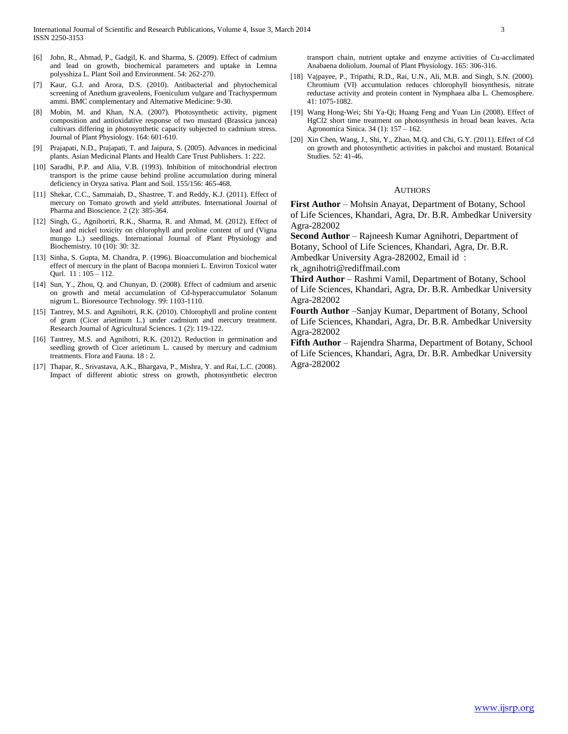[6] John, R., Ahmad, P., Gadgil, K. and Sharma, S. (2009). Effect of cadmium and lead on growth, biochemical parameters and uptake in Lemna polysshiza L. Plant Soil and Environment. 54: 262-270.

[7] Kaur, G.J. and Arora, D.S. (2010). Antibacterial and phytochemical screening of Anethum graveolens, Foeniculum vulgare and Trachyspermum ammi. BMC complementary and Alternative Medicine: 9-30.

[8] Mobin, M. and Khan, N.A. (2007). Photosynthetic activity, pigment composition and antioxidative response of two mustard (Brassica juncea) cultivars differing in photosynthetic capacity subjected to cadmium stress. Journal of Plant Physiology. 164: 601-610.

[9] Prajapati, N.D., Prajapati, T. and Jaipura, S. (2005). Advances in medicinal plants. Asian Medicinal Plants and Health Care Trust Publishers. 1: 222.

[10] Saradhi, P.P. and Alia, V.B. (1993). Inhibition of mitochondrial electron transport is the prime cause behind proline accumulation during mineral deficiency in Oryza sativa. Plant and Soil. 155/156: 465-468.

[11] Shekar, C.C., Sammaiah, D., Shastree, T. and Reddy, K.J. (2011). Effect of mercury on Tomato growth and yield attributes. International Journal of Pharma and Bioscience. 2 (2): 385-364.

[12] Singh, G., Agnihortri, R.K., Sharma, R. and Ahmad, M. (2012). Effect of lead and nickel toxicity on chlorophyll and proline content of urd (Vigna mungo L.) seedlings. International Journal of Plant Physiology and Biochemistry. 10 (10): 30: 32.

[13] Sinha, S. Gupta, M. Chandra, P. (1996). Bioaccumulation and biochemical effect of mercury in the plant of Bacopa monnieri L. Environ Toxicol water Qurl. 11 : 105 – 112.

[14] Sun, Y., Zhou, Q. and Chunyan, D. (2008). Effect of cadmium and arsenic on growth and metal accumulation of Cd-hyperaccumulator Solanum nigrum L. Bioresource Technology. 99: 1103-1110.

[15] Tantrey, M.S. and Agnihotri, R.K. (2010). Chlorophyll and proline content of gram (Cicer arietinum L.) under cadmium and mercury treatment. Research Journal of Agricultural Sciences. 1 (2): 119-122.

[16] Tantrey, M.S. and Agnihotri, R.K. (2012). Reduction in germination and seedling growth of Cicer arietinum L. caused by mercury and cadmium treatments. Flora and Fauna. 18 : 2.

[17] Thapar, R., Srivastava, A.K., Bhargava, P., Mishra, Y. and Rai, L.C. (2008). Impact of different abiotic stress on growth, photosynthetic electron transport chain, nutrient uptake and enzyme activities of Cu-acclimated Anabaena doliolum. Journal of Plant Physiology. 165: 306-316.

[18] Vajpayee, P., Tripathi, R.D., Rai, U.N., Ali, M.B. and Singh, S.N. (2000). Chromium (VI) accumulation reduces chlorophyll biosynthesis, nitrate reductase activity and protein content in Nymphaea alba L. Chemosphere. 41: 1075-1082.

[19] Wang Hong-Wei; Shi Ya-Qi; Huang Feng and Yuan Lin (2008). Effect of $HgCl_2$ short time treatment on photosynthesis in broad bean leaves. Acta Agronomica Sinica. 34 (1): 157 – 162.

[20] Xin Chen, Wang, J., Shi, Y., Zhao, M.Q. and Chi, G.Y. (2011). Effect of Cd on growth and photosynthetic activities in pakchoi and mustard. Botanical Studies. 52: 41-46.

## AUTHORS

**First Author** – Mohsin Anayat, Department of Botany, School of Life Sciences, Khandari, Agra, Dr. B.R. Ambedkar University Agra-282002

**Second Author** – Rajneesh Kumar Agnihotri, Department of Botany, School of Life Sciences, Khandari, Agra, Dr. B.R. Ambedkar University Agra-282002, Email id : rk_agnihotri@rediffmail.com

**Third Author** – Rashmi Vamil, Department of Botany, School of Life Sciences, Khandari, Agra, Dr. B.R. Ambedkar University Agra-282002

**Fourth Author** –Sanjay Kumar, Department of Botany, School of Life Sciences, Khandari, Agra, Dr. B.R. Ambedkar University Agra-282002

**Fifth Author** – Rajendra Sharma, Department of Botany, School of Life Sciences, Khandari, Agra, Dr. B.R. Ambedkar University Agra-282002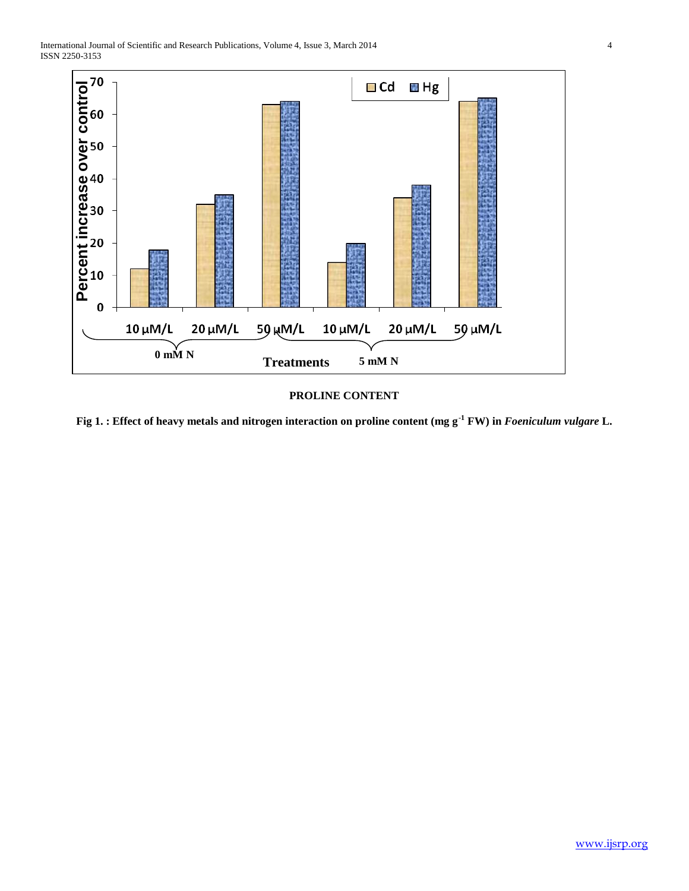PROLINE CONTENT

**Fig 1. : Effect of heavy metals and nitrogen interaction on proline content (mg g$^{-1}$ FW) in *Foeniculum vulgare* L.**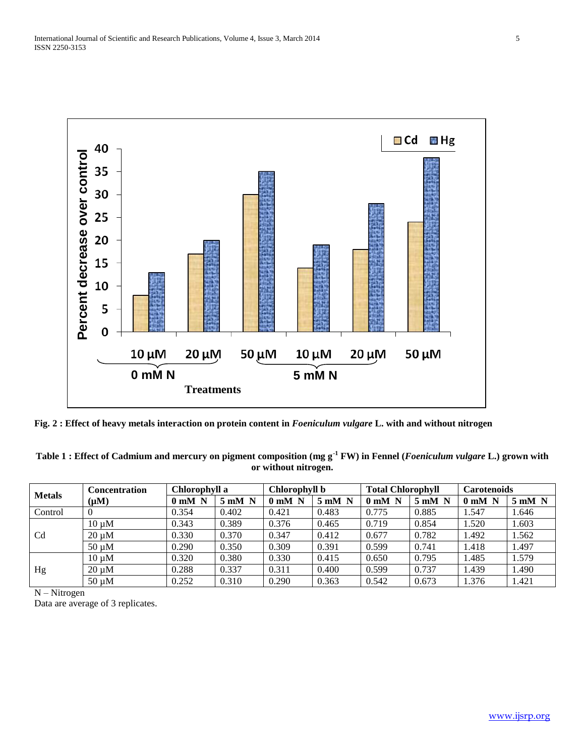**Fig. 2 : Effect of heavy metals interaction on protein content in *Foeniculum vulgare* L. with and without nitrogen**

**Table 1 : Effect of Cadmium and mercury on pigment composition (mg $g^{-1}$ FW) in Fennel (*Foeniculum vulgare* L.) grown with or without nitrogen.**

| Metals | Concentration (µM) | Chlorophyll a | | Chlorophyll b | | Total Chlorophyll | | Carotenoids | |
|---|---|---|---|---|---|---|---|---|---|
| | | 0 mM N | 5 mM N | 0 mM N | 5 mM N | 0 mM N | 5 mM N | 0 mM N | 5 mM N |
| Control | 0 | 0.354 | 0.402 | 0.421 | 0.483 | 0.775 | 0.885 | 1.547 | 1.646 |
| Cd | 10 µM | 0.343 | 0.389 | 0.376 | 0.465 | 0.719 | 0.854 | 1.520 | 1.603 |
| | 20 µM | 0.330 | 0.370 | 0.347 | 0.412 | 0.677 | 0.782 | 1.492 | 1.562 |
| | 50 µM | 0.290 | 0.350 | 0.309 | 0.391 | 0.599 | 0.741 | 1.418 | 1.497 |
| Hg | 10 µM | 0.320 | 0.380 | 0.330 | 0.415 | 0.650 | 0.795 | 1.485 | 1.579 |
| | 20 µM | 0.288 | 0.337 | 0.311 | 0.400 | 0.599 | 0.737 | 1.439 | 1.490 |
| | 50 µM | 0.252 | 0.310 | 0.290 | 0.363 | 0.542 | 0.673 | 1.376 | 1.421 |

N – Nitrogen

Data are average of 3 replicates.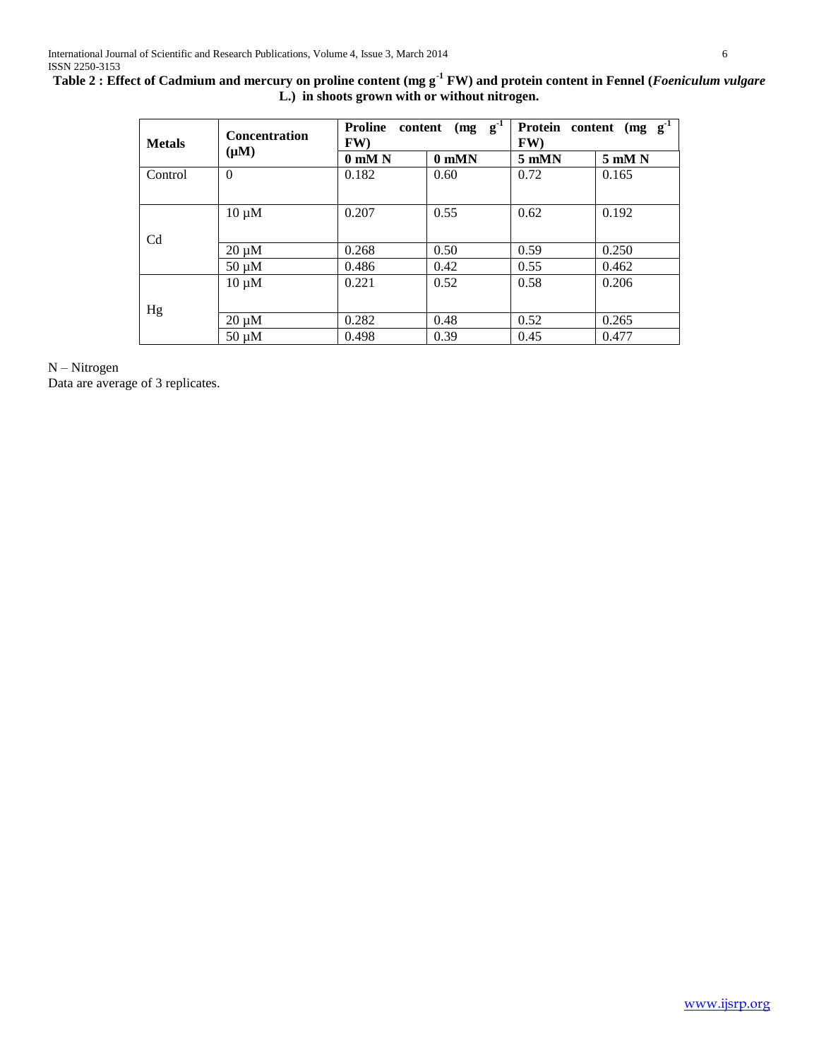**Table 2 : Effect of Cadmium and mercury on proline content (mg $g^{-1}$ FW) and protein content in Fennel (*Foeniculum vulgare* L.) in shoots grown with or without nitrogen.**

| Metals | Concentration (µM) | Proline content (mg $g^{-1}$ FW) | | Protein content (mg $g^{-1}$ FW) | |
|---|---|---|---|---|---|
| | | 0 mM N | 0 mMN | 5 mMN | 5 mM N |
| Control | 0 | 0.182 | 0.60 | 0.72 | 0.165 |
| Cd | 10 µM | 0.207 | 0.55 | 0.62 | 0.192 |
| | 20 µM | 0.268 | 0.50 | 0.59 | 0.250 |
| | 50 µM | 0.486 | 0.42 | 0.55 | 0.462 |
| Hg | 10 µM | 0.221 | 0.52 | 0.58 | 0.206 |
| | 20 µM | 0.282 | 0.48 | 0.52 | 0.265 |
| | 50 µM | 0.498 | 0.39 | 0.45 | 0.477 |

N – Nitrogen

Data are average of 3 replicates.